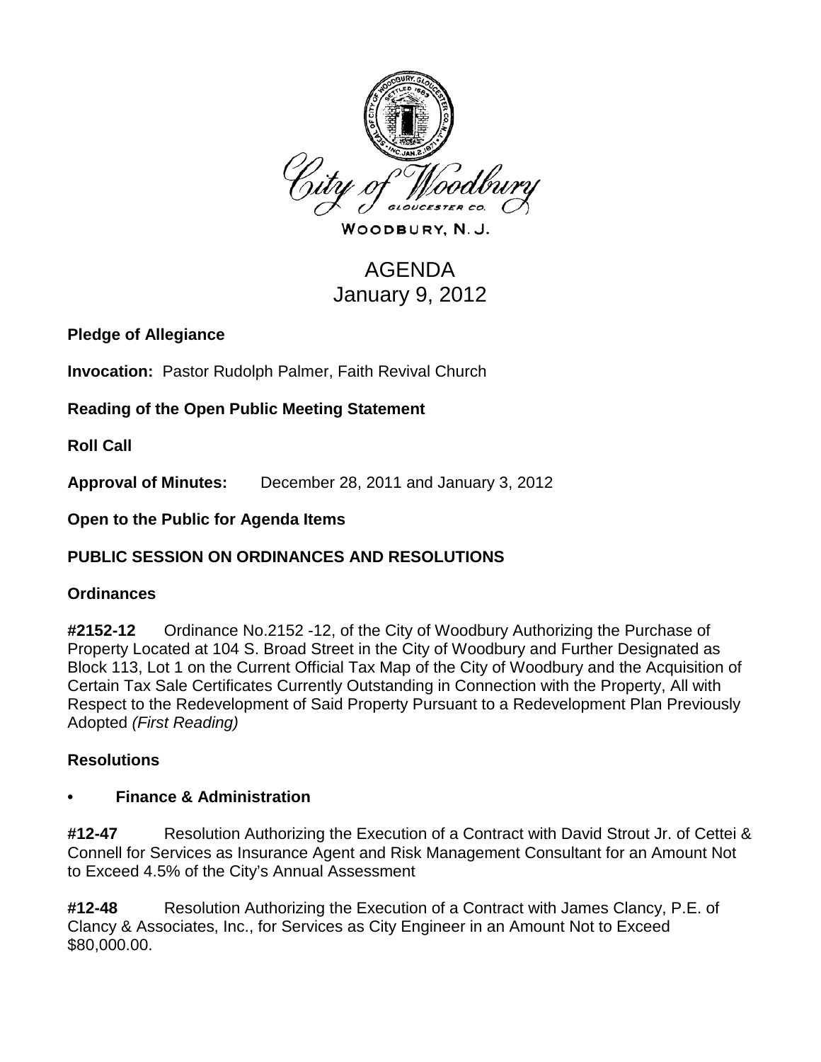City of Woodbury
GLOUCESTER CO.

WOODBURY, N. J.

# AGENDA
## January 9, 2012

**Pledge of Allegiance**

**Invocation:** Pastor Rudolph Palmer, Faith Revival Church

**Reading of the Open Public Meeting Statement**

**Roll Call**

**Approval of Minutes:** December 28, 2011 and January 3, 2012

**Open to the Public for Agenda Items**

**PUBLIC SESSION ON ORDINANCES AND RESOLUTIONS**

**Ordinances**

**#2152-12** Ordinance No.2152 -12, of the City of Woodbury Authorizing the Purchase of Property Located at 104 S. Broad Street in the City of Woodbury and Further Designated as Block 113, Lot 1 on the Current Official Tax Map of the City of Woodbury and the Acquisition of Certain Tax Sale Certificates Currently Outstanding in Connection with the Property, All with Respect to the Redevelopment of Said Property Pursuant to a Redevelopment Plan Previously Adopted *(First Reading)*

**Resolutions**

- **Finance & Administration**

**#12-47** Resolution Authorizing the Execution of a Contract with David Strout Jr. of Cettei & Connell for Services as Insurance Agent and Risk Management Consultant for an Amount Not to Exceed 4.5% of the City's Annual Assessment

**#12-48** Resolution Authorizing the Execution of a Contract with James Clancy, P.E. of Clancy & Associates, Inc., for Services as City Engineer in an Amount Not to Exceed $80,000.00.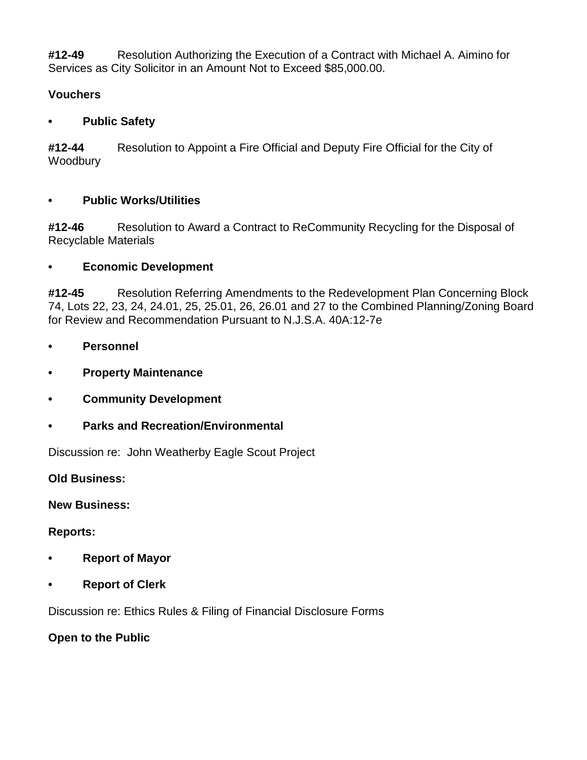**#12-49** Resolution Authorizing the Execution of a Contract with Michael A. Aimino for Services as City Solicitor in an Amount Not to Exceed $85,000.00.

**Vouchers**

- **Public Safety**

**#12-44** Resolution to Appoint a Fire Official and Deputy Fire Official for the City of Woodbury

- **Public Works/Utilities**

**#12-46** Resolution to Award a Contract to ReCommunity Recycling for the Disposal of Recyclable Materials

- **Economic Development**

**#12-45** Resolution Referring Amendments to the Redevelopment Plan Concerning Block 74, Lots 22, 23, 24, 24.01, 25, 25.01, 26, 26.01 and 27 to the Combined Planning/Zoning Board for Review and Recommendation Pursuant to N.J.S.A. 40A:12-7e

- **Personnel**
- **Property Maintenance**
- **Community Development**
- **Parks and Recreation/Environmental**

Discussion re: John Weatherby Eagle Scout Project

**Old Business:**

**New Business:**

**Reports:**

- **Report of Mayor**
- **Report of Clerk**

Discussion re: Ethics Rules & Filing of Financial Disclosure Forms

**Open to the Public**